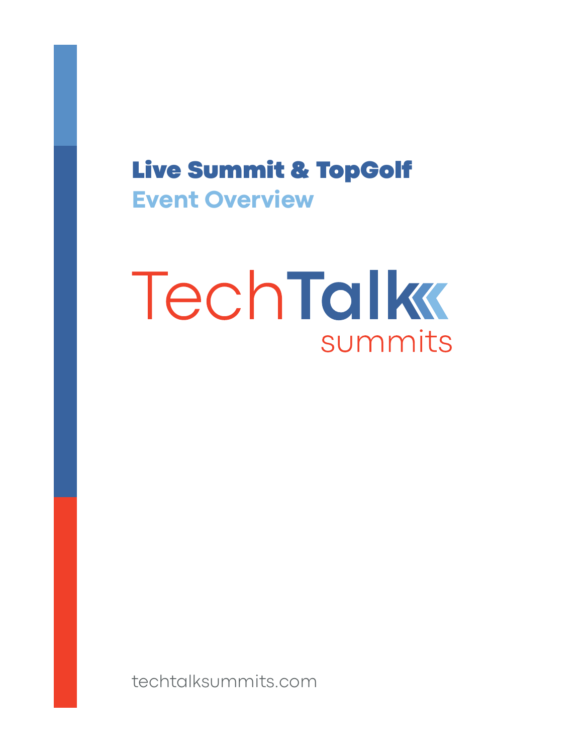# Live Summit & TopGolf

## Event Overview

TechTalk summits

techtalksummits.com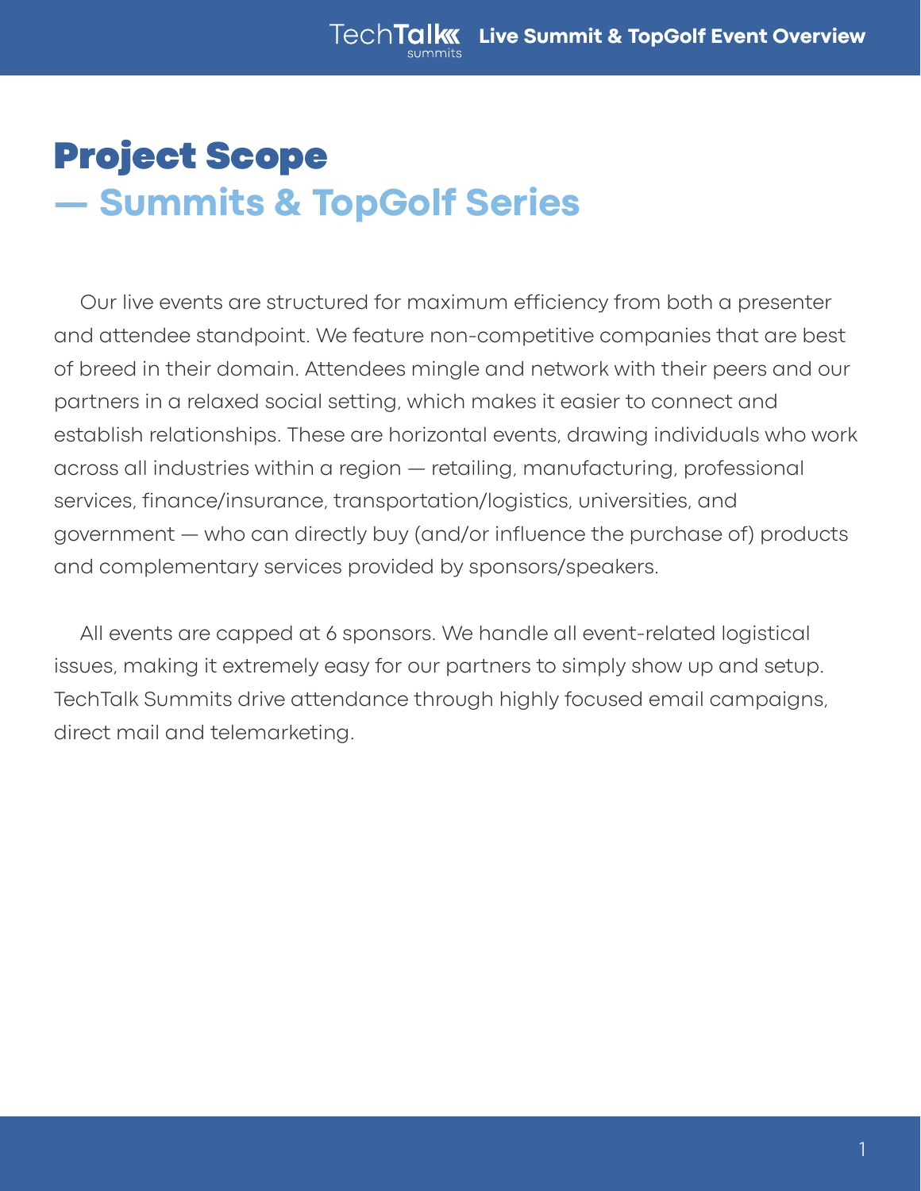# Project Scope
## — Summits & TopGolf Series

Our live events are structured for maximum efficiency from both a presenter and attendee standpoint. We feature non-competitive companies that are best of breed in their domain. Attendees mingle and network with their peers and our partners in a relaxed social setting, which makes it easier to connect and establish relationships. These are horizontal events, drawing individuals who work across all industries within a region — retailing, manufacturing, professional services, finance/insurance, transportation/logistics, universities, and government — who can directly buy (and/or influence the purchase of) products and complementary services provided by sponsors/speakers.

All events are capped at 6 sponsors. We handle all event-related logistical issues, making it extremely easy for our partners to simply show up and setup. TechTalk Summits drive attendance through highly focused email campaigns, direct mail and telemarketing.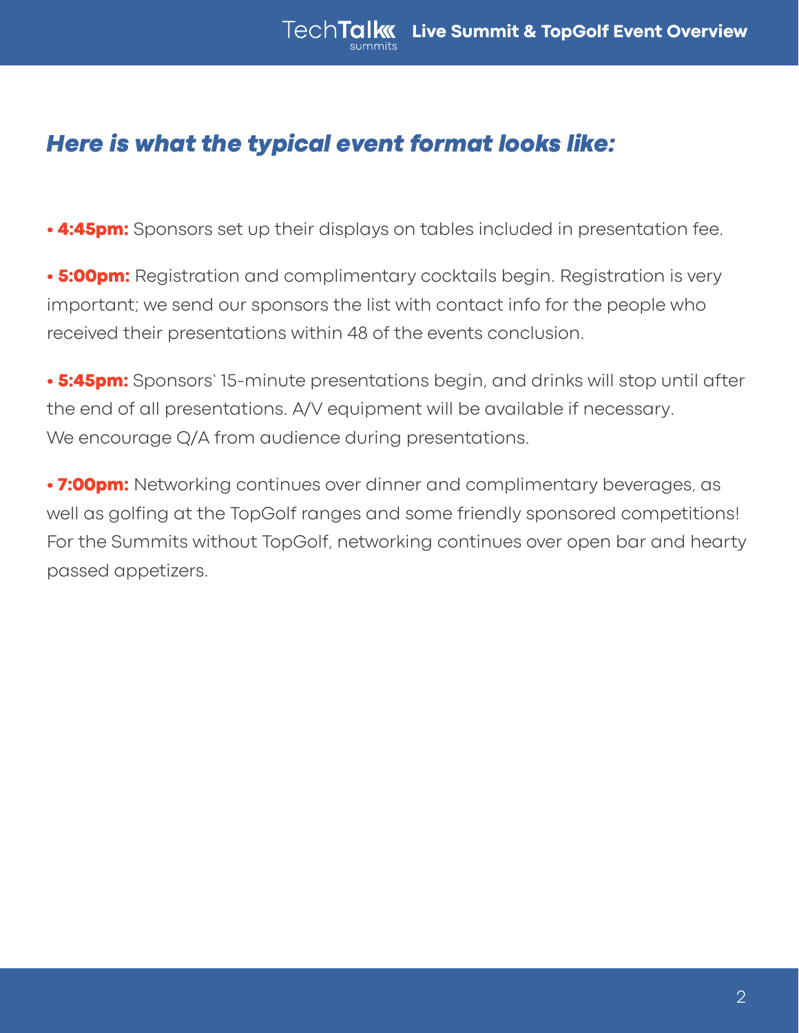## *Here is what the typical event format looks like:*

- **4:45pm:** Sponsors set up their displays on tables included in presentation fee.

- **5:00pm:** Registration and complimentary cocktails begin. Registration is very important; we send our sponsors the list with contact info for the people who received their presentations within 48 of the events conclusion.

- **5:45pm:** Sponsors` 15-minute presentations begin, and drinks will stop until after the end of all presentations. A/V equipment will be available if necessary. We encourage Q/A from audience during presentations.

- **7:00pm:** Networking continues over dinner and complimentary beverages, as well as golfing at the TopGolf ranges and some friendly sponsored competitions! For the Summits without TopGolf, networking continues over open bar and hearty passed appetizers.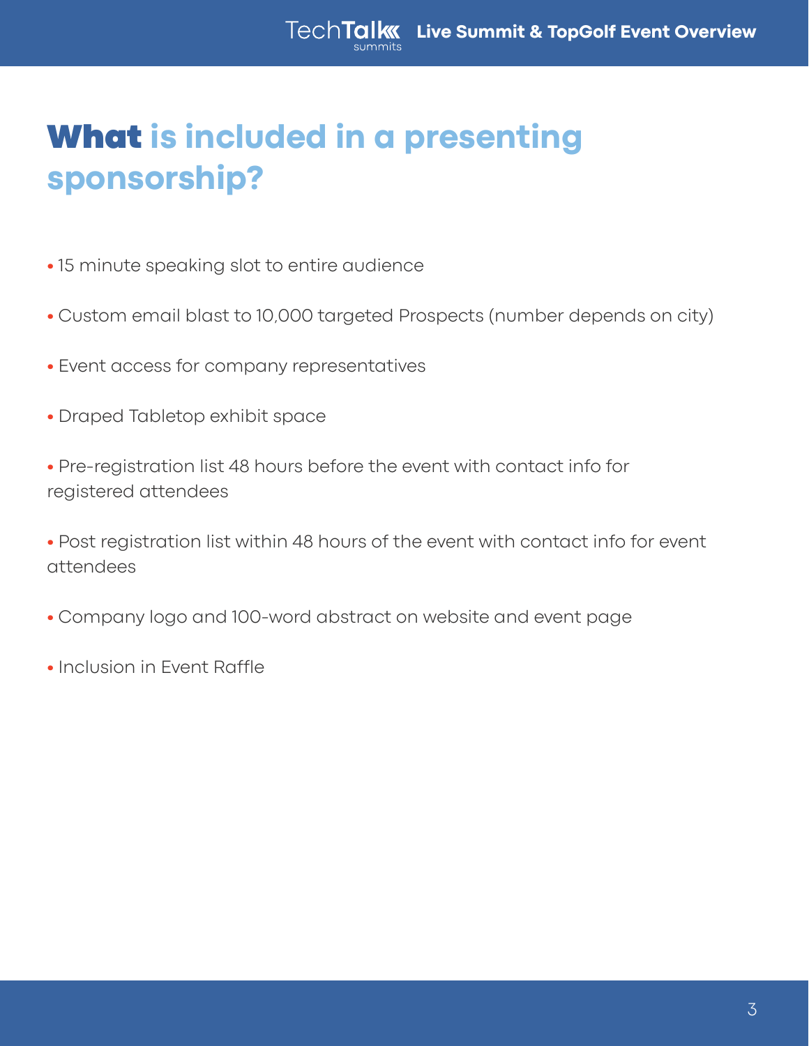# What is included in a presenting sponsorship?

- 15 minute speaking slot to entire audience
- Custom email blast to 10,000 targeted Prospects (number depends on city)
- Event access for company representatives
- Draped Tabletop exhibit space
- Pre-registration list 48 hours before the event with contact info for registered attendees
- Post registration list within 48 hours of the event with contact info for event attendees
- Company logo and 100-word abstract on website and event page
- Inclusion in Event Raffle